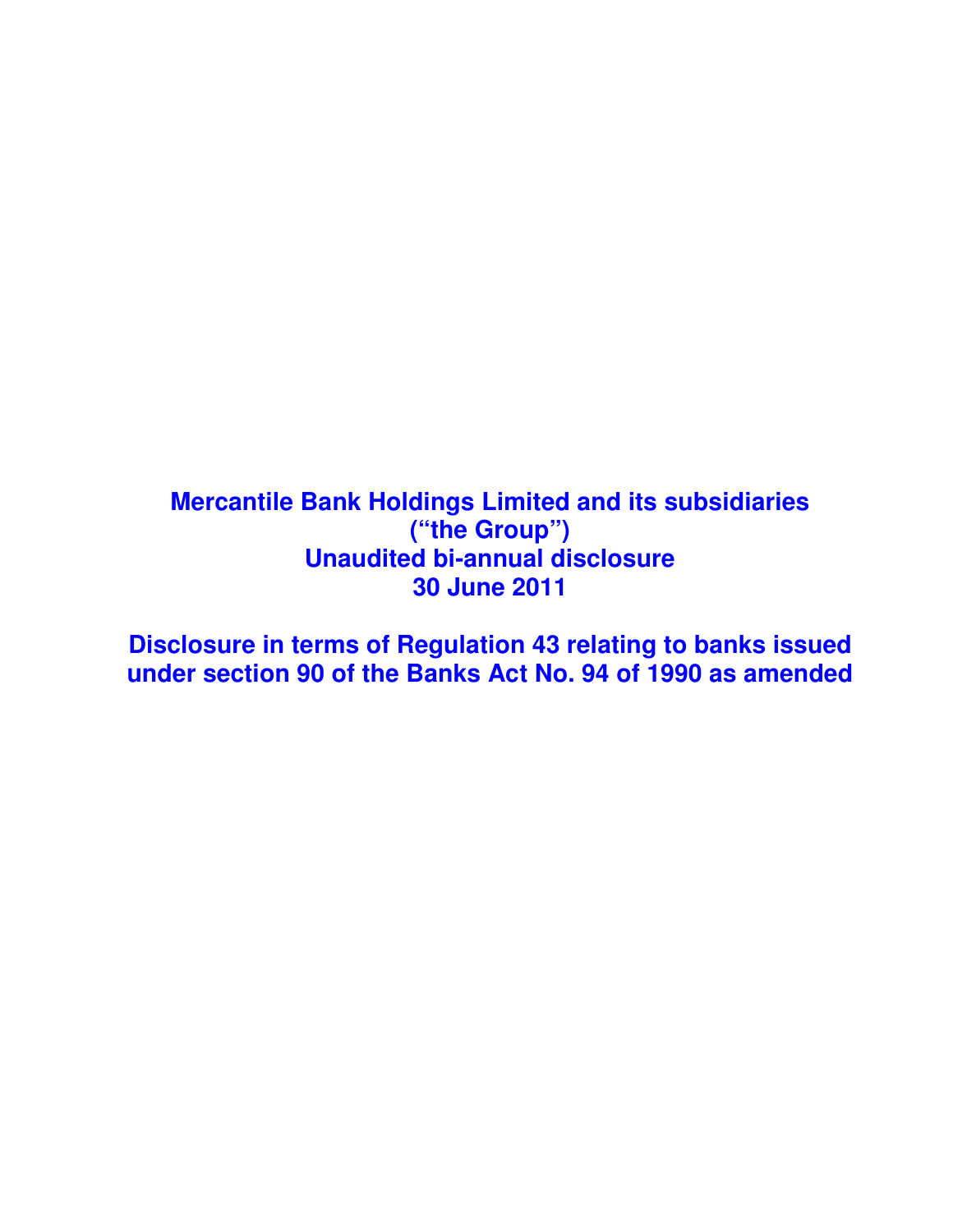# Mercantile Bank Holdings Limited and its subsidiaries
# (“the Group”)
# Unaudited bi-annual disclosure
# 30 June 2011

## Disclosure in terms of Regulation 43 relating to banks issued under section 90 of the Banks Act No. 94 of 1990 as amended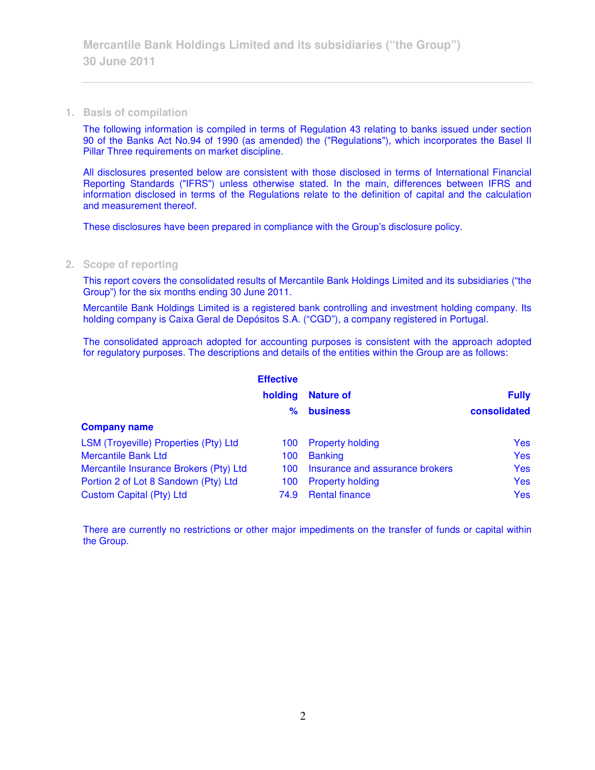## 1. Basis of compilation

The following information is compiled in terms of Regulation 43 relating to banks issued under section 90 of the Banks Act No.94 of 1990 (as amended) the ("Regulations"), which incorporates the Basel II Pillar Three requirements on market discipline.

All disclosures presented below are consistent with those disclosed in terms of International Financial Reporting Standards ("IFRS") unless otherwise stated. In the main, differences between IFRS and information disclosed in terms of the Regulations relate to the definition of capital and the calculation and measurement thereof.

These disclosures have been prepared in compliance with the Group's disclosure policy.

## 2. Scope of reporting

This report covers the consolidated results of Mercantile Bank Holdings Limited and its subsidiaries ("the Group") for the six months ending 30 June 2011.

Mercantile Bank Holdings Limited is a registered bank controlling and investment holding company. Its holding company is Caixa Geral de Depósitos S.A. ("CGD"), a company registered in Portugal.

The consolidated approach adopted for accounting purposes is consistent with the approach adopted for regulatory purposes. The descriptions and details of the entities within the Group are as follows:

| Company name | Effective holding % | Nature of business | Fully consolidated |
|---|---|---|---|
| LSM (Troyeville) Properties (Pty) Ltd | 100 | Property holding | Yes |
| Mercantile Bank Ltd | 100 | Banking | Yes |
| Mercantile Insurance Brokers (Pty) Ltd | 100 | Insurance and assurance brokers | Yes |
| Portion 2 of Lot 8 Sandown (Pty) Ltd | 100 | Property holding | Yes |
| Custom Capital (Pty) Ltd | 74.9 | Rental finance | Yes |

There are currently no restrictions or other major impediments on the transfer of funds or capital within the Group.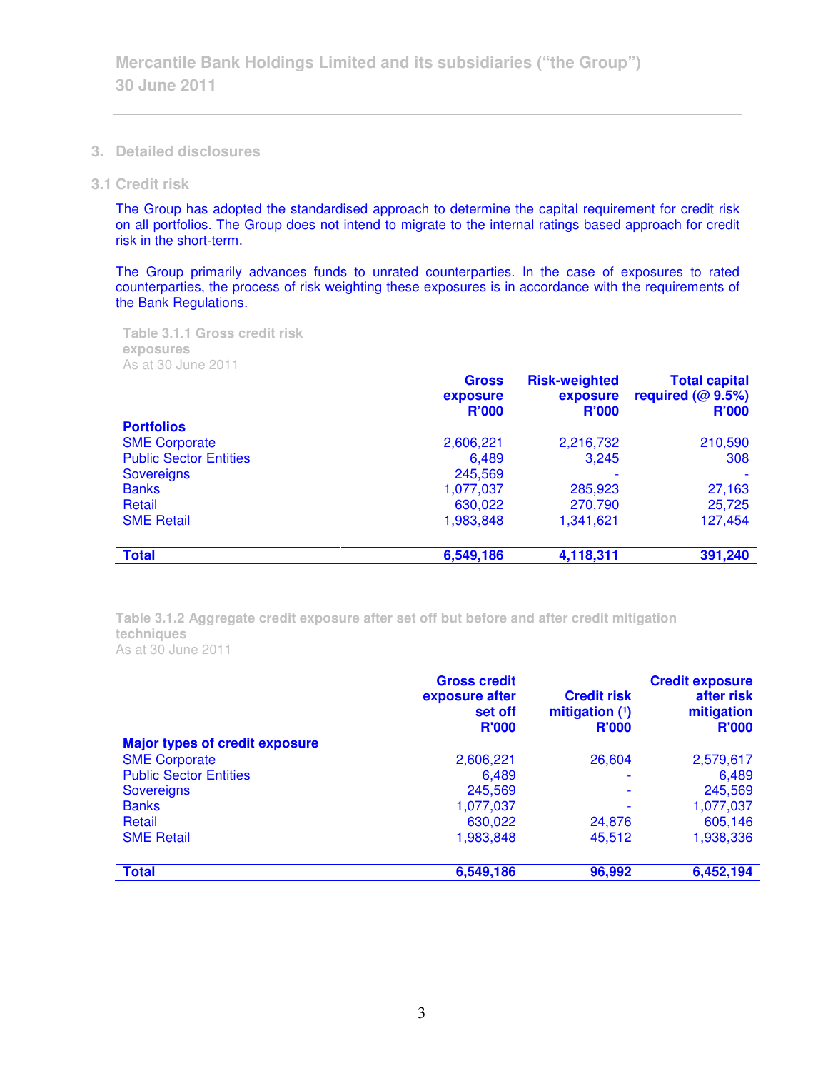## 3. Detailed disclosures

### 3.1 Credit risk

The Group has adopted the standardised approach to determine the capital requirement for credit risk on all portfolios. The Group does not intend to migrate to the internal ratings based approach for credit risk in the short-term.

The Group primarily advances funds to unrated counterparties. In the case of exposures to rated counterparties, the process of risk weighting these exposures is in accordance with the requirements of the Bank Regulations.

**Table 3.1.1 Gross credit risk exposures**
As at 30 June 2011

| | Gross exposure R'000 | Risk-weighted exposure R'000 | Total capital required (@ 9.5%) R'000 |
|---|---|---|---|
| **Portfolios** | | | |
| SME Corporate | 2,606,221 | 2,216,732 | 210,590 |
| Public Sector Entities | 6,489 | 3,245 | 308 |
| Sovereigns | 245,569 | - | - |
| Banks | 1,077,037 | 285,923 | 27,163 |
| Retail | 630,022 | 270,790 | 25,725 |
| SME Retail | 1,983,848 | 1,341,621 | 127,454 |
| **Total** | **6,549,186** | **4,118,311** | **391,240** |

**Table 3.1.2 Aggregate credit exposure after set off but before and after credit mitigation techniques**
As at 30 June 2011

| | Gross credit exposure after set off R'000 | Credit risk mitigation (1) R'000 | Credit exposure after risk mitigation R'000 |
|---|---|---|---|
| **Major types of credit exposure** | | | |
| SME Corporate | 2,606,221 | 26,604 | 2,579,617 |
| Public Sector Entities | 6,489 | - | 6,489 |
| Sovereigns | 245,569 | - | 245,569 |
| Banks | 1,077,037 | - | 1,077,037 |
| Retail | 630,022 | 24,876 | 605,146 |
| SME Retail | 1,983,848 | 45,512 | 1,938,336 |
| **Total** | **6,549,186** | **96,992** | **6,452,194** |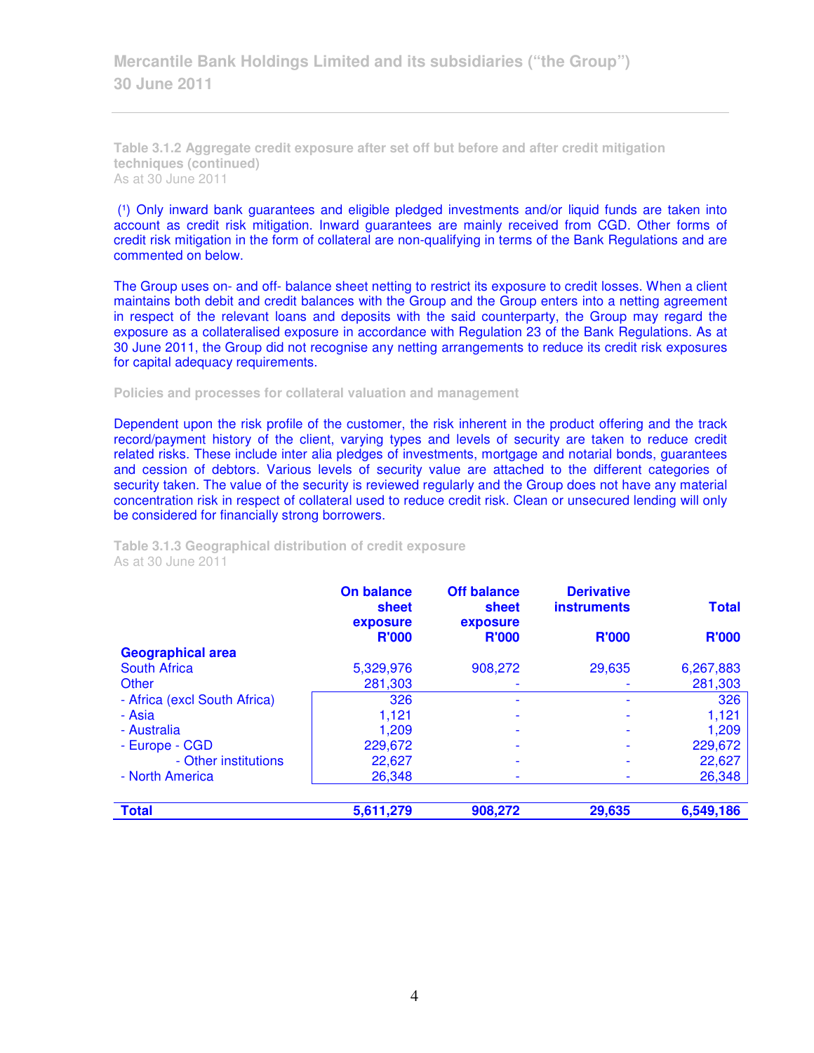**Table 3.1.2 Aggregate credit exposure after set off but before and after credit mitigation techniques (continued)**
As at 30 June 2011

(1) Only inward bank guarantees and eligible pledged investments and/or liquid funds are taken into account as credit risk mitigation. Inward guarantees are mainly received from CGD. Other forms of credit risk mitigation in the form of collateral are non-qualifying in terms of the Bank Regulations and are commented on below.

The Group uses on- and off- balance sheet netting to restrict its exposure to credit losses. When a client maintains both debit and credit balances with the Group and the Group enters into a netting agreement in respect of the relevant loans and deposits with the said counterparty, the Group may regard the exposure as a collateralised exposure in accordance with Regulation 23 of the Bank Regulations. As at 30 June 2011, the Group did not recognise any netting arrangements to reduce its credit risk exposures for capital adequacy requirements.

**Policies and processes for collateral valuation and management**

Dependent upon the risk profile of the customer, the risk inherent in the product offering and the track record/payment history of the client, varying types and levels of security are taken to reduce credit related risks. These include inter alia pledges of investments, mortgage and notarial bonds, guarantees and cession of debtors. Various levels of security value are attached to the different categories of security taken. The value of the security is reviewed regularly and the Group does not have any material concentration risk in respect of collateral used to reduce credit risk. Clean or unsecured lending will only be considered for financially strong borrowers.

**Table 3.1.3 Geographical distribution of credit exposure**
As at 30 June 2011

| | On balance sheet exposure R'000 | Off balance sheet exposure R'000 | Derivative instruments R'000 | Total R'000 |
|---|---|---|---|---|
| **Geographical area** | | | | |
| South Africa | 5,329,976 | 908,272 | 29,635 | 6,267,883 |
| Other | 281,303 | - | - | 281,303 |
| - Africa (excl South Africa) | 326 | - | - | 326 |
| - Asia | 1,121 | - | - | 1,121 |
| - Australia | 1,209 | - | - | 1,209 |
| - Europe - CGD | 229,672 | - | - | 229,672 |
| - Other institutions | 22,627 | - | - | 22,627 |
| - North America | 26,348 | - | - | 26,348 |
| **Total** | **5,611,279** | **908,272** | **29,635** | **6,549,186** |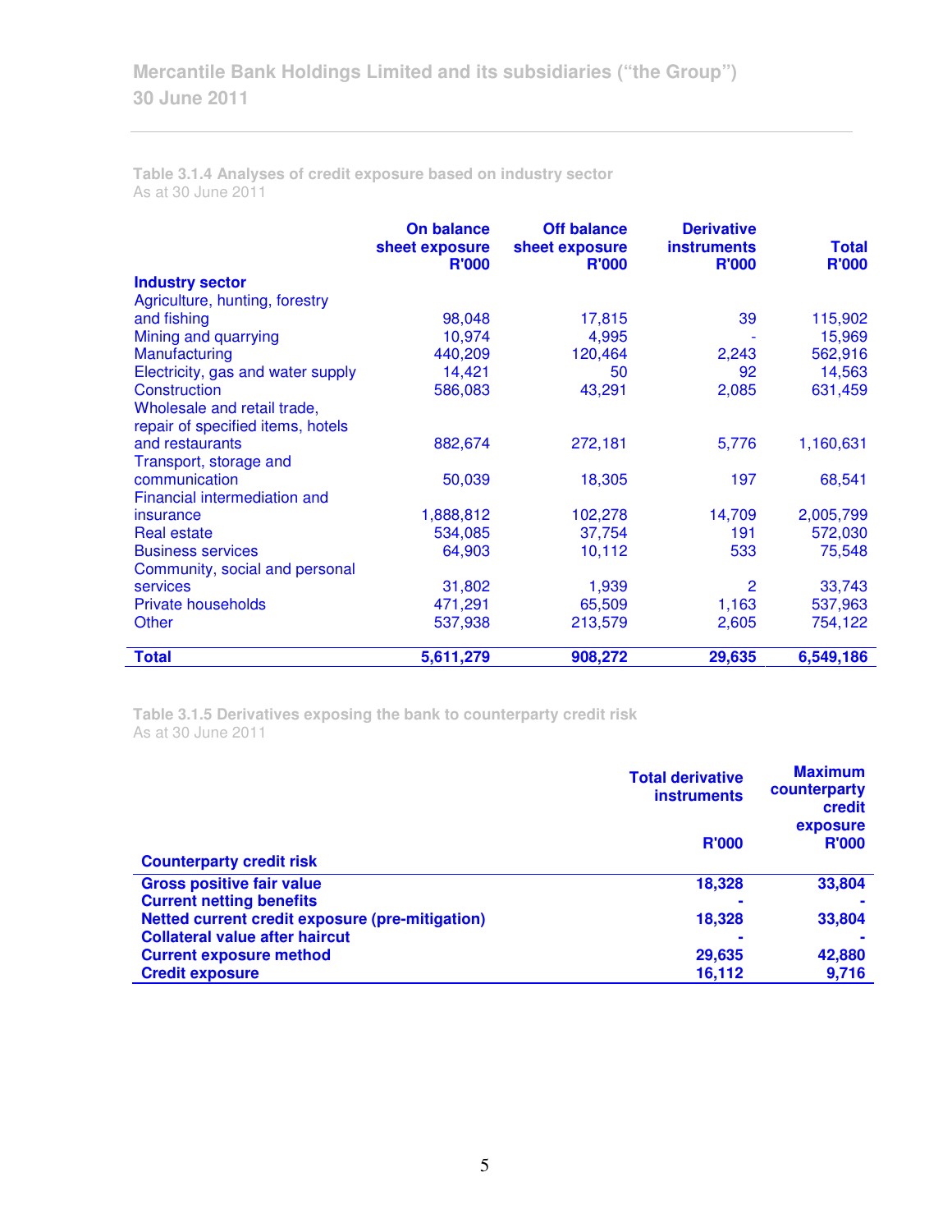**Table 3.1.4 Analyses of credit exposure based on industry sector**
As at 30 June 2011

| Industry sector | On balance sheet exposure R'000 | Off balance sheet exposure R'000 | Derivative instruments R'000 | Total R'000 |
|---|---|---|---|---|
| Agriculture, hunting, forestry and fishing | 98,048 | 17,815 | 39 | 115,902 |
| Mining and quarrying | 10,974 | 4,995 | - | 15,969 |
| Manufacturing | 440,209 | 120,464 | 2,243 | 562,916 |
| Electricity, gas and water supply | 14,421 | 50 | 92 | 14,563 |
| Construction | 586,083 | 43,291 | 2,085 | 631,459 |
| Wholesale and retail trade, repair of specified items, hotels and restaurants | 882,674 | 272,181 | 5,776 | 1,160,631 |
| Transport, storage and communication | 50,039 | 18,305 | 197 | 68,541 |
| Financial intermediation and insurance | 1,888,812 | 102,278 | 14,709 | 2,005,799 |
| Real estate | 534,085 | 37,754 | 191 | 572,030 |
| Business services | 64,903 | 10,112 | 533 | 75,548 |
| Community, social and personal services | 31,802 | 1,939 | 2 | 33,743 |
| Private households | 471,291 | 65,509 | 1,163 | 537,963 |
| Other | 537,938 | 213,579 | 2,605 | 754,122 |
| **Total** | **5,611,279** | **908,272** | **29,635** | **6,549,186** |

**Table 3.1.5 Derivatives exposing the bank to counterparty credit risk**
As at 30 June 2011

| Counterparty credit risk | Total derivative instruments R'000 | Maximum counterparty credit exposure R'000 |
|---|---|---|
| **Gross positive fair value** | **18,328** | **33,804** |
| **Current netting benefits** | **-** | **-** |
| **Netted current credit exposure (pre-mitigation)** | **18,328** | **33,804** |
| **Collateral value after haircut** | **-** | **-** |
| **Current exposure method** | **29,635** | **42,880** |
| **Credit exposure** | **16,112** | **9,716** |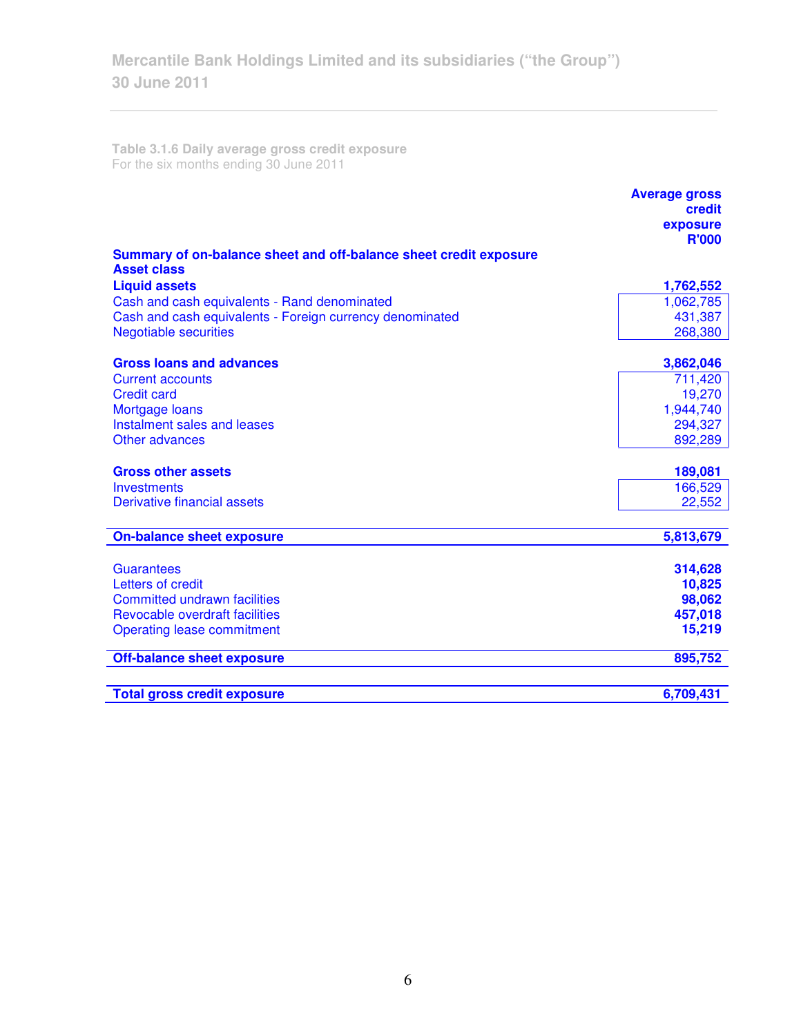**Table 3.1.6 Daily average gross credit exposure**
For the six months ending 30 June 2011

| | Average gross credit exposure R'000 |
|---|---|
| **Summary of on-balance sheet and off-balance sheet credit exposure** | |
| **Asset class** | |
| **Liquid assets** | **1,762,552** |
| Cash and cash equivalents - Rand denominated | 1,062,785 |
| Cash and cash equivalents - Foreign currency denominated | 431,387 |
| Negotiable securities | 268,380 |
| | |
| **Gross loans and advances** | **3,862,046** |
| Current accounts | 711,420 |
| Credit card | 19,270 |
| Mortgage loans | 1,944,740 |
| Instalment sales and leases | 294,327 |
| Other advances | 892,289 |
| | |
| **Gross other assets** | **189,081** |
| Investments | 166,529 |
| Derivative financial assets | 22,552 |
| | |
| **On-balance sheet exposure** | **5,813,679** |
| | |
| Guarantees | **314,628** |
| Letters of credit | **10,825** |
| Committed undrawn facilities | **98,062** |
| Revocable overdraft facilities | **457,018** |
| Operating lease commitment | **15,219** |
| | |
| **Off-balance sheet exposure** | **895,752** |
| | |
| **Total gross credit exposure** | **6,709,431** |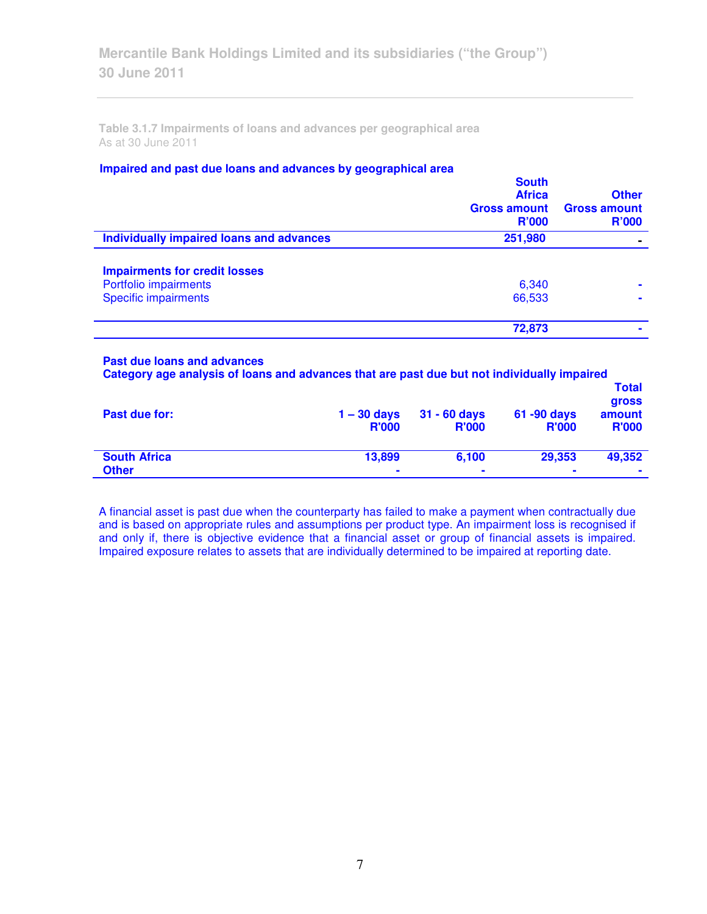**Table 3.1.7 Impairments of loans and advances per geographical area**
As at 30 June 2011

**Impaired and past due loans and advances by geographical area**

| | South Africa Gross amount R'000 | Other Gross amount R'000 |
|---|---|---|
| **Individually impaired loans and advances** | **251,980** | **-** |
| | | |
| **Impairments for credit losses** | | |
| Portfolio impairments | 6,340 | - |
| Specific impairments | 66,533 | - |
| | **72,873** | **-** |

**Past due loans and advances**
**Category age analysis of loans and advances that are past due but not individually impaired**

| Past due for: | 1 – 30 days R'000 | 31 - 60 days R'000 | 61 -90 days R'000 | Total gross amount R'000 |
|---|---|---|---|---|
| **South Africa** | **13,899** | **6,100** | **29,353** | **49,352** |
| **Other** | **-** | **-** | **-** | **-** |

A financial asset is past due when the counterparty has failed to make a payment when contractually due and is based on appropriate rules and assumptions per product type. An impairment loss is recognised if and only if, there is objective evidence that a financial asset or group of financial assets is impaired. Impaired exposure relates to assets that are individually determined to be impaired at reporting date.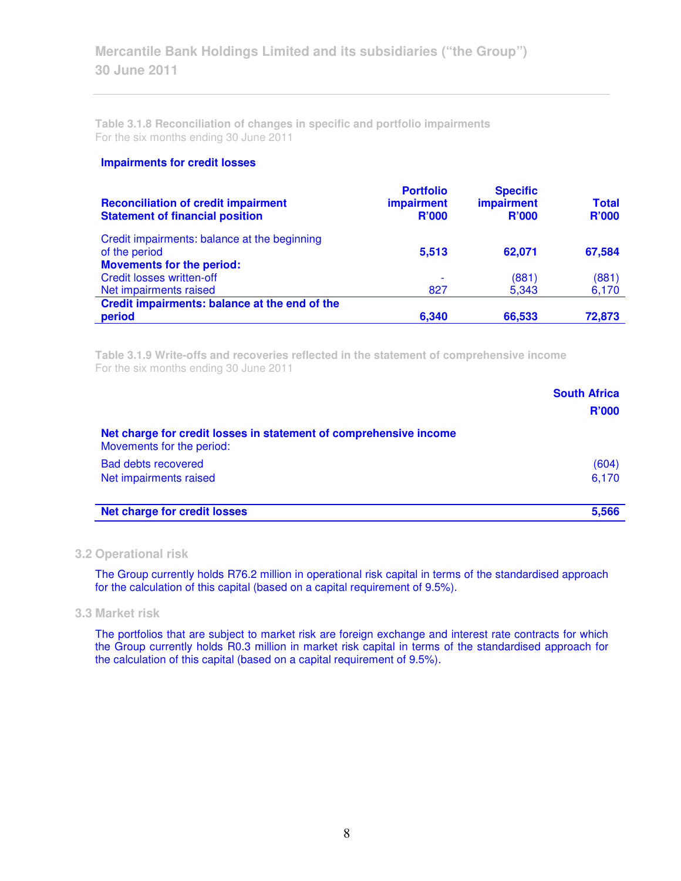**Table 3.1.8 Reconciliation of changes in specific and portfolio impairments**
For the six months ending 30 June 2011

**Impairments for credit losses**

| **Reconciliation of credit impairment Statement of financial position** | **Portfolio impairment R'000** | **Specific impairment R'000** | **Total R'000** |
|---|---|---|---|
| Credit impairments: balance at the beginning of the period | **5,513** | **62,071** | **67,584** |
| **Movements for the period:** | | | |
| Credit losses written-off | - | (881) | (881) |
| Net impairments raised | 827 | 5,343 | 6,170 |
| **Credit impairments: balance at the end of the period** | **6,340** | **66,533** | **72,873** |

**Table 3.1.9 Write-offs and recoveries reflected in the statement of comprehensive income**
For the six months ending 30 June 2011

| | **South Africa R'000** |
|---|---|
| **Net charge for credit losses in statement of comprehensive income** | |
| Movements for the period: | |
| Bad debts recovered | (604) |
| Net impairments raised | 6,170 |
| **Net charge for credit losses** | **5,566** |

### 3.2 Operational risk

The Group currently holds R76.2 million in operational risk capital in terms of the standardised approach for the calculation of this capital (based on a capital requirement of 9.5%).

### 3.3 Market risk

The portfolios that are subject to market risk are foreign exchange and interest rate contracts for which the Group currently holds R0.3 million in market risk capital in terms of the standardised approach for the calculation of this capital (based on a capital requirement of 9.5%).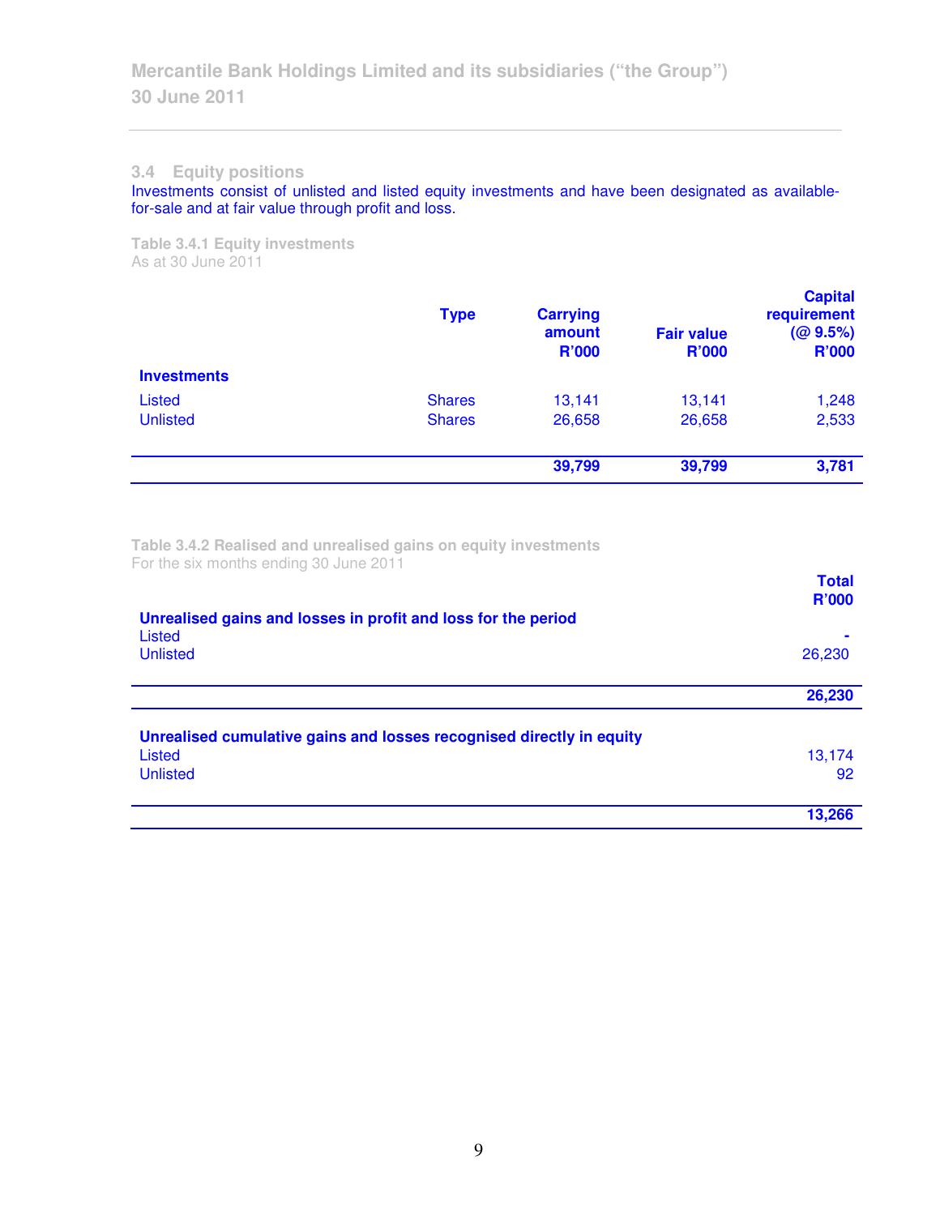### 3.4 Equity positions

Investments consist of unlisted and listed equity investments and have been designated as available-for-sale and at fair value through profit and loss.

**Table 3.4.1 Equity investments**
As at 30 June 2011

| | Type | Carrying amount R'000 | Fair value R'000 | Capital requirement (@ 9.5%) R'000 |
|---|---|---|---|---|
| **Investments** | | | | |
| Listed | Shares | 13,141 | 13,141 | 1,248 |
| Unlisted | Shares | 26,658 | 26,658 | 2,533 |
| | | **39,799** | **39,799** | **3,781** |

**Table 3.4.2 Realised and unrealised gains on equity investments**
For the six months ending 30 June 2011

| | Total R'000 |
|---|---|
| **Unrealised gains and losses in profit and loss for the period** | |
| Listed | - |
| Unlisted | 26,230 |
| | **26,230** |
| **Unrealised cumulative gains and losses recognised directly in equity** | |
| Listed | 13,174 |
| Unlisted | 92 |
| | **13,266** |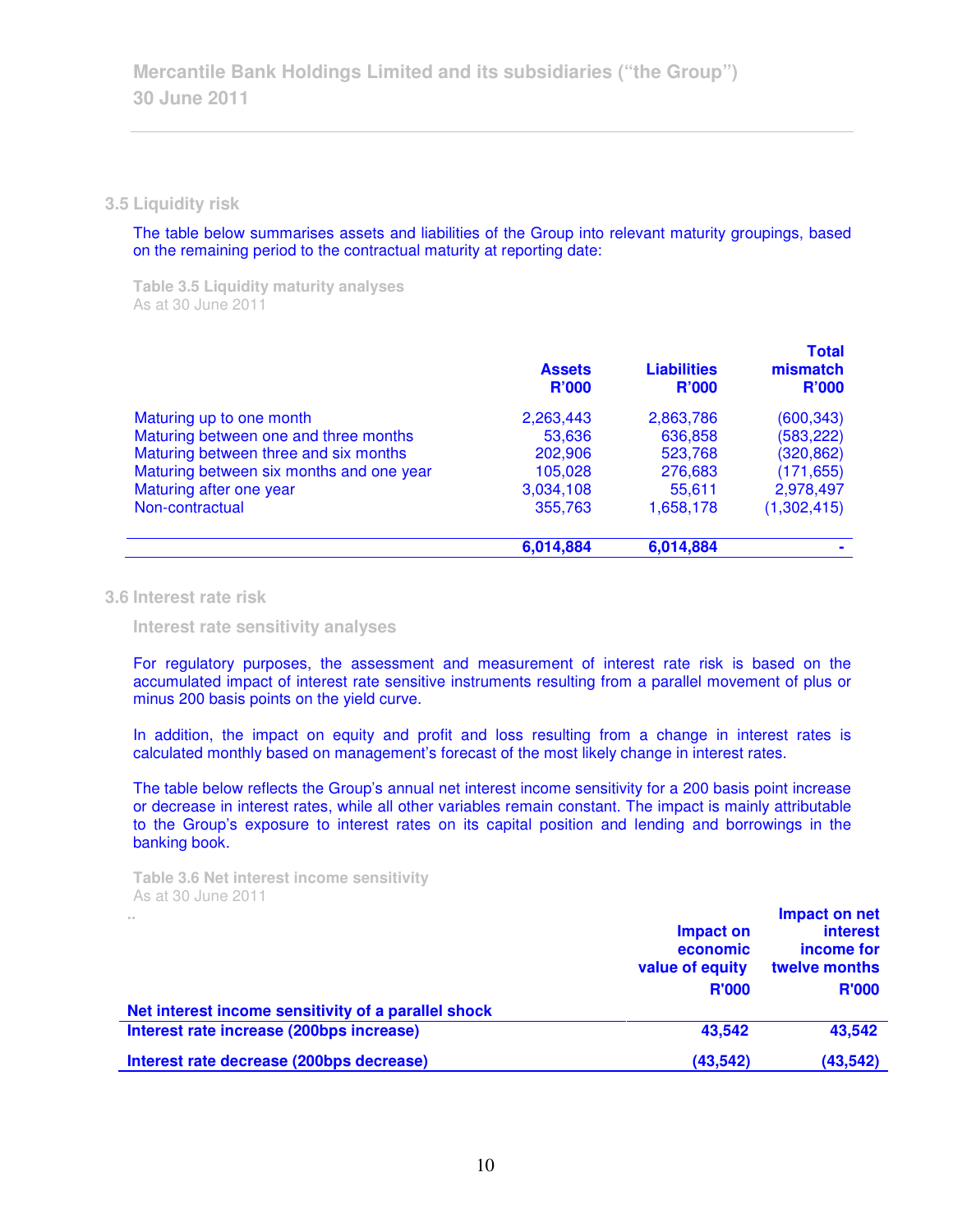## 3.5 Liquidity risk

The table below summarises assets and liabilities of the Group into relevant maturity groupings, based on the remaining period to the contractual maturity at reporting date:

**Table 3.5 Liquidity maturity analyses**
As at 30 June 2011

| | Assets R'000 | Liabilities R'000 | Total mismatch R'000 |
|---|---|---|---|
| Maturing up to one month | 2,263,443 | 2,863,786 | (600,343) |
| Maturing between one and three months | 53,636 | 636,858 | (583,222) |
| Maturing between three and six months | 202,906 | 523,768 | (320,862) |
| Maturing between six months and one year | 105,028 | 276,683 | (171,655) |
| Maturing after one year | 3,034,108 | 55,611 | 2,978,497 |
| Non-contractual | 355,763 | 1,658,178 | (1,302,415) |
| | **6,014,884** | **6,014,884** | **-** |

## 3.6 Interest rate risk

### Interest rate sensitivity analyses

For regulatory purposes, the assessment and measurement of interest rate risk is based on the accumulated impact of interest rate sensitive instruments resulting from a parallel movement of plus or minus 200 basis points on the yield curve.

In addition, the impact on equity and profit and loss resulting from a change in interest rates is calculated monthly based on management's forecast of the most likely change in interest rates.

The table below reflects the Group's annual net interest income sensitivity for a 200 basis point increase or decrease in interest rates, while all other variables remain constant. The impact is mainly attributable to the Group's exposure to interest rates on its capital position and lending and borrowings in the banking book.

**Table 3.6 Net interest income sensitivity**
As at 30 June 2011

| .. | Impact on economic value of equity R'000 | Impact on net interest income for twelve months R'000 |
|---|---|---|
| **Net interest income sensitivity of a parallel shock** | | |
| **Interest rate increase (200bps increase)** | **43,542** | **43,542** |
| **Interest rate decrease (200bps decrease)** | **(43,542)** | **(43,542)** |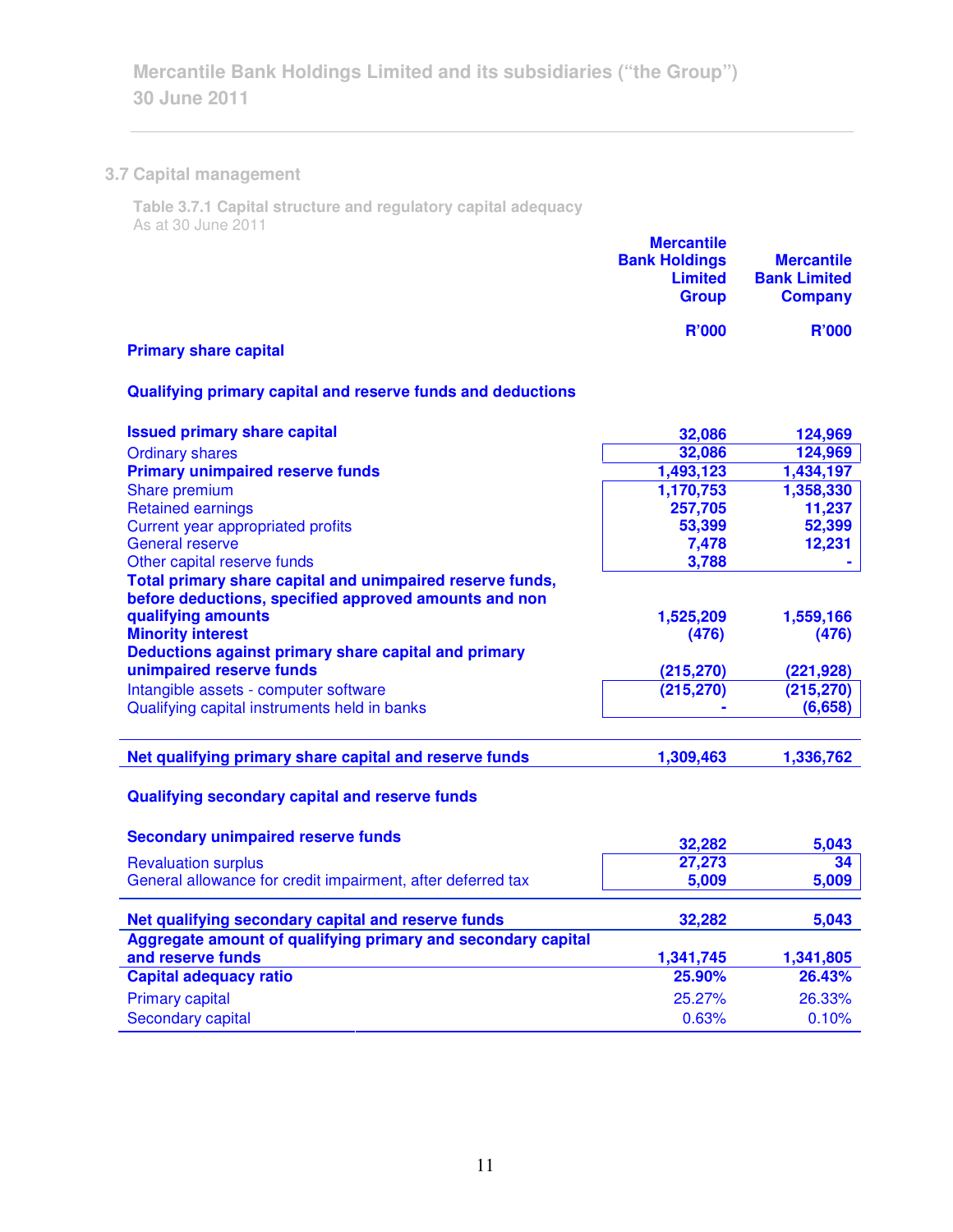## 3.7 Capital management

**Table 3.7.1 Capital structure and regulatory capital adequacy**
As at 30 June 2011

| | Mercantile Bank Holdings Limited Group | Mercantile Bank Limited Company |
|---|---|---|
| | R'000 | R'000 |
| **Primary share capital** | | |
| **Qualifying primary capital and reserve funds and deductions** | | |
| **Issued primary share capital** | 32,086 | 124,969 |
| Ordinary shares | 32,086 | 124,969 |
| **Primary unimpaired reserve funds** | 1,493,123 | 1,434,197 |
| Share premium | 1,170,753 | 1,358,330 |
| Retained earnings | 257,705 | 11,237 |
| Current year appropriated profits | 53,399 | 52,399 |
| General reserve | 7,478 | 12,231 |
| Other capital reserve funds | 3,788 | - |
| **Total primary share capital and unimpaired reserve funds, before deductions, specified approved amounts and non qualifying amounts** | 1,525,209 | 1,559,166 |
| **Minority interest** | (476) | (476) |
| **Deductions against primary share capital and primary unimpaired reserve funds** | (215,270) | (221,928) |
| Intangible assets - computer software | (215,270) | (215,270) |
| Qualifying capital instruments held in banks | - | (6,658) |
| **Net qualifying primary share capital and reserve funds** | 1,309,463 | 1,336,762 |
| **Qualifying secondary capital and reserve funds** | | |
| **Secondary unimpaired reserve funds** | 32,282 | 5,043 |
| Revaluation surplus | 27,273 | 34 |
| General allowance for credit impairment, after deferred tax | 5,009 | 5,009 |
| **Net qualifying secondary capital and reserve funds** | 32,282 | 5,043 |
| **Aggregate amount of qualifying primary and secondary capital and reserve funds** | 1,341,745 | 1,341,805 |
| **Capital adequacy ratio** | 25.90% | 26.43% |
| Primary capital | 25.27% | 26.33% |
| Secondary capital | 0.63% | 0.10% |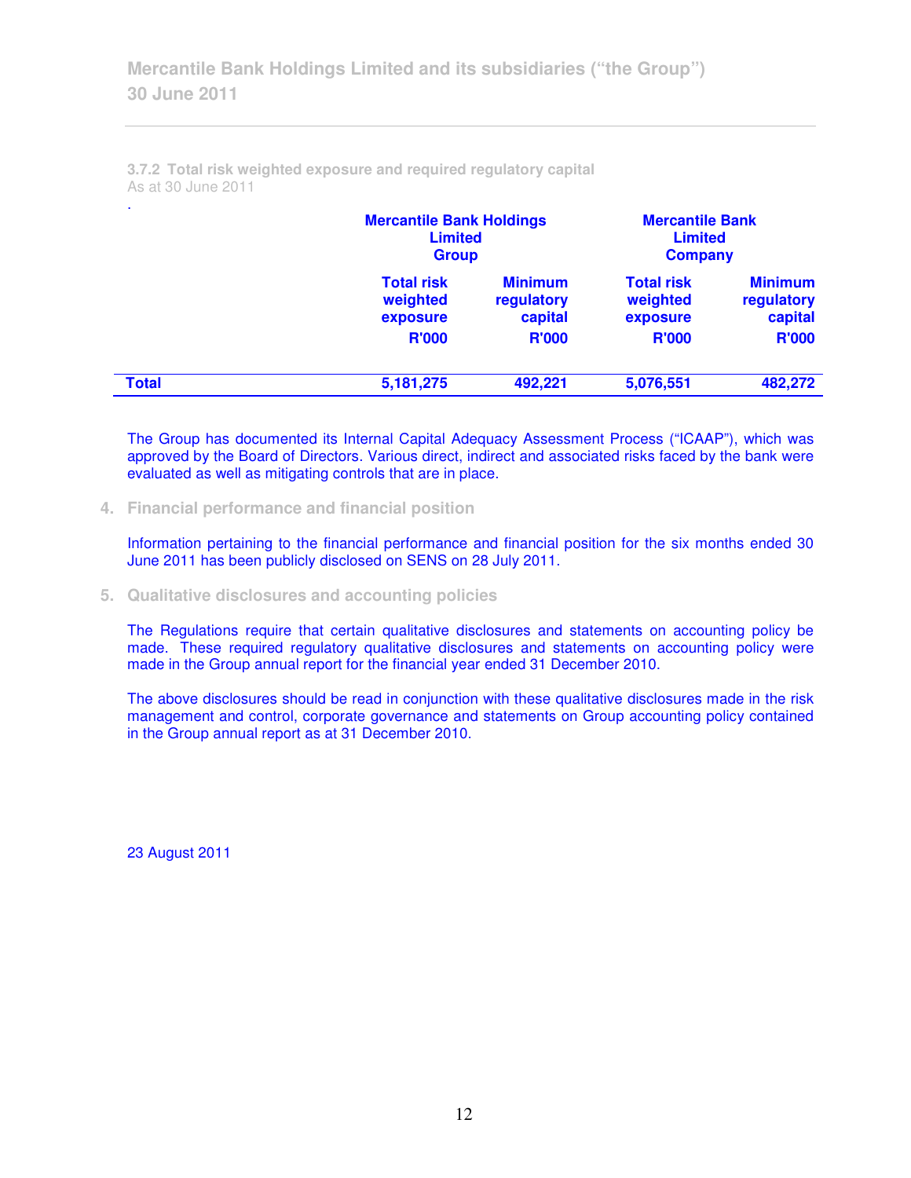### 3.7.2 Total risk weighted exposure and required regulatory capital

As at 30 June 2011

| | Mercantile Bank Holdings Limited Group | | Mercantile Bank Limited Company | |
|---|---|---|---|---|
| | Total risk weighted exposure R'000 | Minimum regulatory capital R'000 | Total risk weighted exposure R'000 | Minimum regulatory capital R'000 |
| **Total** | **5,181,275** | **492,221** | **5,076,551** | **482,272** |

The Group has documented its Internal Capital Adequacy Assessment Process ("ICAAP"), which was approved by the Board of Directors. Various direct, indirect and associated risks faced by the bank were evaluated as well as mitigating controls that are in place.

## 4. Financial performance and financial position

Information pertaining to the financial performance and financial position for the six months ended 30 June 2011 has been publicly disclosed on SENS on 28 July 2011.

## 5. Qualitative disclosures and accounting policies

The Regulations require that certain qualitative disclosures and statements on accounting policy be made. These required regulatory qualitative disclosures and statements on accounting policy were made in the Group annual report for the financial year ended 31 December 2010.

The above disclosures should be read in conjunction with these qualitative disclosures made in the risk management and control, corporate governance and statements on Group accounting policy contained in the Group annual report as at 31 December 2010.

23 August 2011